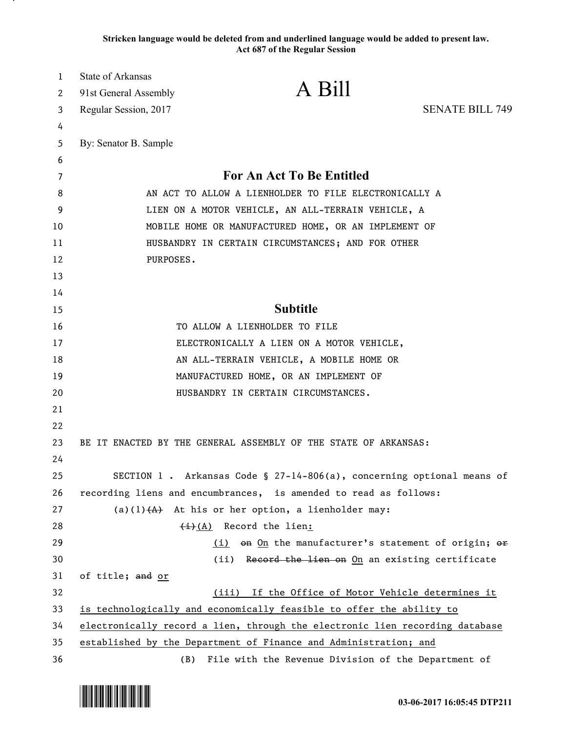**Stricken language would be deleted from and underlined language would be added to present law.**
**Act 687 of the Regular Session**

State of Arkansas
91st General Assembly
Regular Session, 2017

# A Bill

SENATE BILL 749

By: Senator B. Sample

## For An Act To Be Entitled

AN ACT TO ALLOW A LIENHOLDER TO FILE ELECTRONICALLY A LIEN ON A MOTOR VEHICLE, AN ALL-TERRAIN VEHICLE, A MOBILE HOME OR MANUFACTURED HOME, OR AN IMPLEMENT OF HUSBANDRY IN CERTAIN CIRCUMSTANCES; AND FOR OTHER PURPOSES.

## Subtitle

TO ALLOW A LIENHOLDER TO FILE ELECTRONICALLY A LIEN ON A MOTOR VEHICLE, AN ALL-TERRAIN VEHICLE, A MOBILE HOME OR MANUFACTURED HOME, OR AN IMPLEMENT OF HUSBANDRY IN CERTAIN CIRCUMSTANCES.

BE IT ENACTED BY THE GENERAL ASSEMBLY OF THE STATE OF ARKANSAS:

SECTION 1 . Arkansas Code § 27-14-806(a), concerning optional means of recording liens and encumbrances, is amended to read as follows:

(a)(1)~~(A)~~ At his or her option, a lienholder may:

~~(i)~~(A) Record the lien:

(i) ~~on~~ On the manufacturer's statement of origin; ~~or~~

(ii) ~~Record the lien on~~ On an existing certificate of title; ~~and~~ or

(iii) If the Office of Motor Vehicle determines it is technologically and economically feasible to offer the ability to electronically record a lien, through the electronic lien recording database established by the Department of Finance and Administration; and

(B) File with the Revenue Division of the Department of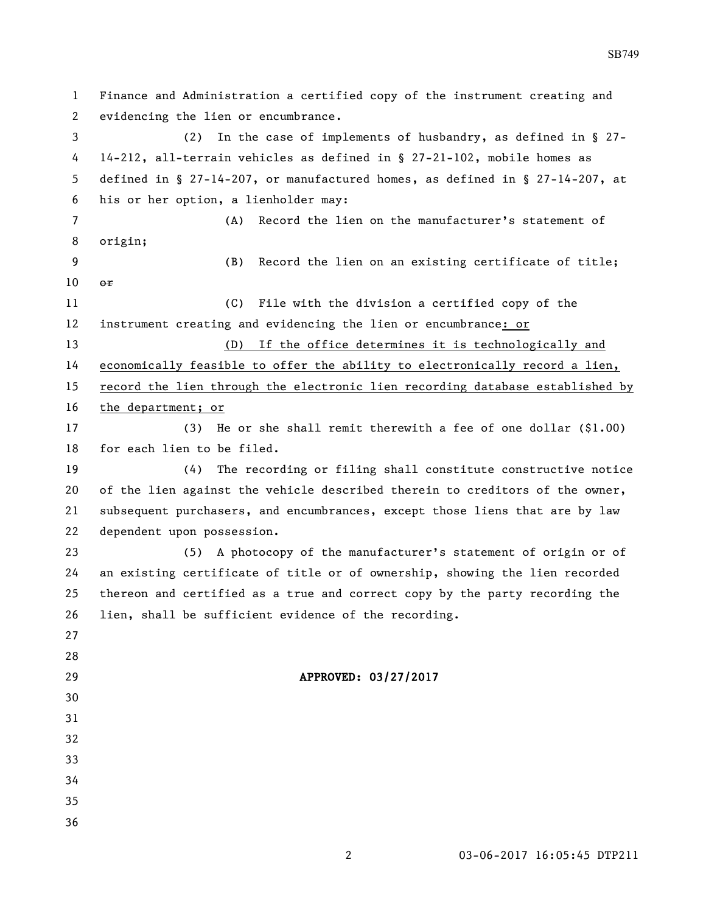Finance and Administration a certified copy of the instrument creating and evidencing the lien or encumbrance.

(2) In the case of implements of husbandry, as defined in § 27-14-212, all-terrain vehicles as defined in § 27-21-102, mobile homes as defined in § 27-14-207, or manufactured homes, as defined in § 27-14-207, at his or her option, a lienholder may:

(A) Record the lien on the manufacturer's statement of origin;

(B) Record the lien on an existing certificate of title; ~~or~~

(C) File with the division a certified copy of the instrument creating and evidencing the lien or encumbrance; or

(D) If the office determines it is technologically and economically feasible to offer the ability to electronically record a lien, record the lien through the electronic lien recording database established by the department; or

(3) He or she shall remit therewith a fee of one dollar ($1.00) for each lien to be filed.

(4) The recording or filing shall constitute constructive notice of the lien against the vehicle described therein to creditors of the owner, subsequent purchasers, and encumbrances, except those liens that are by law dependent upon possession.

(5) A photocopy of the manufacturer's statement of origin or of an existing certificate of title or of ownership, showing the lien recorded thereon and certified as a true and correct copy by the party recording the lien, shall be sufficient evidence of the recording.

**APPROVED: 03/27/2017**